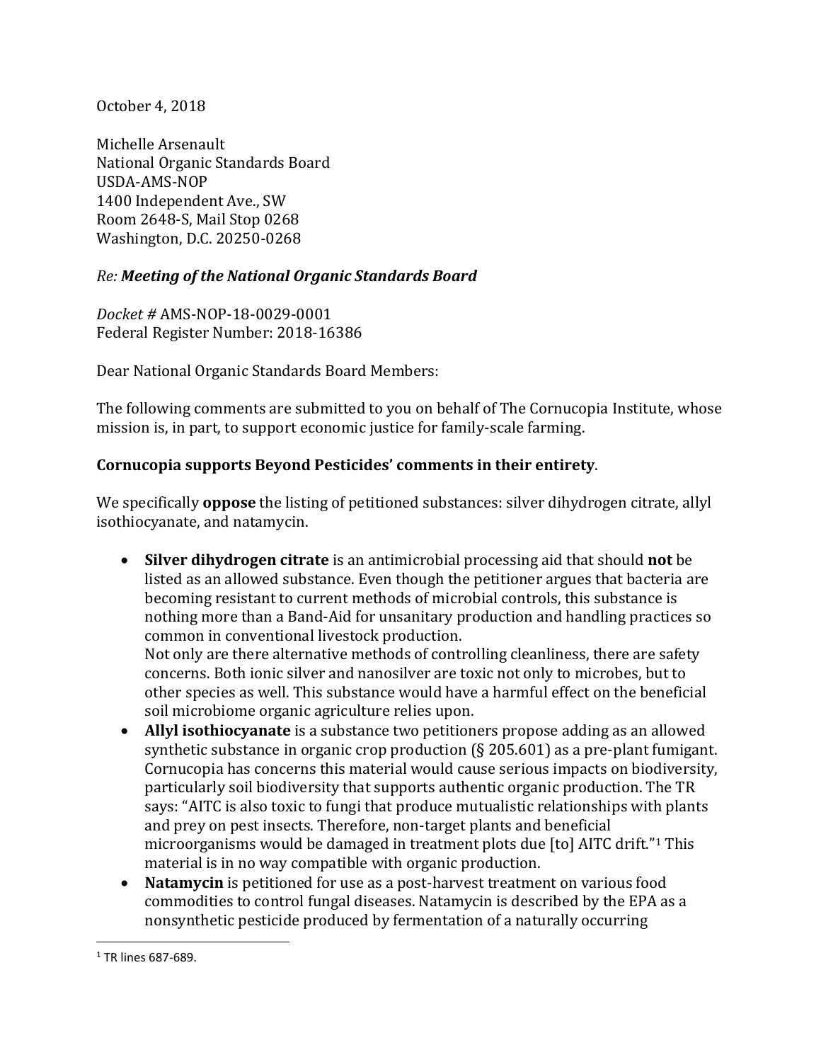October 4, 2018

Michelle Arsenault
National Organic Standards Board
USDA-AMS-NOP
1400 Independent Ave., SW
Room 2648-S, Mail Stop 0268
Washington, D.C. 20250-0268

*Re:* ***Meeting of the National Organic Standards Board***

*Docket #* AMS-NOP-18-0029-0001
Federal Register Number: 2018-16386

Dear National Organic Standards Board Members:

The following comments are submitted to you on behalf of The Cornucopia Institute, whose mission is, in part, to support economic justice for family-scale farming.

**Cornucopia supports Beyond Pesticides' comments in their entirety**.

We specifically **oppose** the listing of petitioned substances: silver dihydrogen citrate, allyl isothiocyanate, and natamycin.

- **Silver dihydrogen citrate** is an antimicrobial processing aid that should **not** be listed as an allowed substance. Even though the petitioner argues that bacteria are becoming resistant to current methods of microbial controls, this substance is nothing more than a Band-Aid for unsanitary production and handling practices so common in conventional livestock production.
  Not only are there alternative methods of controlling cleanliness, there are safety concerns. Both ionic silver and nanosilver are toxic not only to microbes, but to other species as well. This substance would have a harmful effect on the beneficial soil microbiome organic agriculture relies upon.
- **Allyl isothiocyanate** is a substance two petitioners propose adding as an allowed synthetic substance in organic crop production (§ 205.601) as a pre-plant fumigant. Cornucopia has concerns this material would cause serious impacts on biodiversity, particularly soil biodiversity that supports authentic organic production. The TR says: "AITC is also toxic to fungi that produce mutualistic relationships with plants and prey on pest insects. Therefore, non-target plants and beneficial microorganisms would be damaged in treatment plots due [to] AITC drift."[1] This material is in no way compatible with organic production.
- **Natamycin** is petitioned for use as a post-harvest treatment on various food commodities to control fungal diseases. Natamycin is described by the EPA as a nonsynthetic pesticide produced by fermentation of a naturally occurring

[1] TR lines 687-689.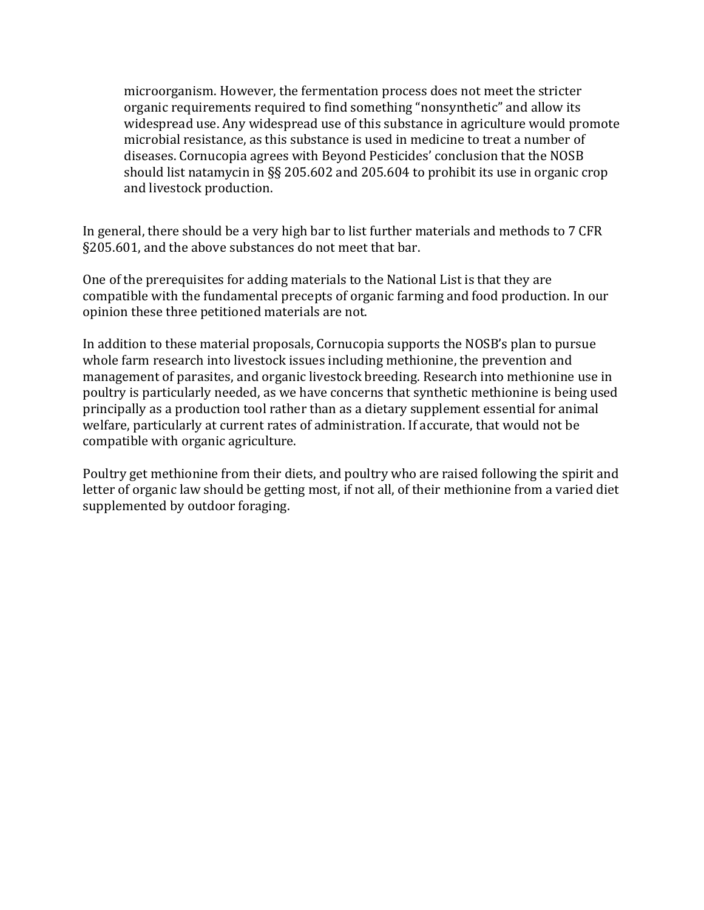> microorganism. However, the fermentation process does not meet the stricter organic requirements required to find something "nonsynthetic" and allow its widespread use. Any widespread use of this substance in agriculture would promote microbial resistance, as this substance is used in medicine to treat a number of diseases. Cornucopia agrees with Beyond Pesticides' conclusion that the NOSB should list natamycin in §§ 205.602 and 205.604 to prohibit its use in organic crop and livestock production.

In general, there should be a very high bar to list further materials and methods to 7 CFR §205.601, and the above substances do not meet that bar.

One of the prerequisites for adding materials to the National List is that they are compatible with the fundamental precepts of organic farming and food production. In our opinion these three petitioned materials are not.

In addition to these material proposals, Cornucopia supports the NOSB's plan to pursue whole farm research into livestock issues including methionine, the prevention and management of parasites, and organic livestock breeding. Research into methionine use in poultry is particularly needed, as we have concerns that synthetic methionine is being used principally as a production tool rather than as a dietary supplement essential for animal welfare, particularly at current rates of administration. If accurate, that would not be compatible with organic agriculture.

Poultry get methionine from their diets, and poultry who are raised following the spirit and letter of organic law should be getting most, if not all, of their methionine from a varied diet supplemented by outdoor foraging.